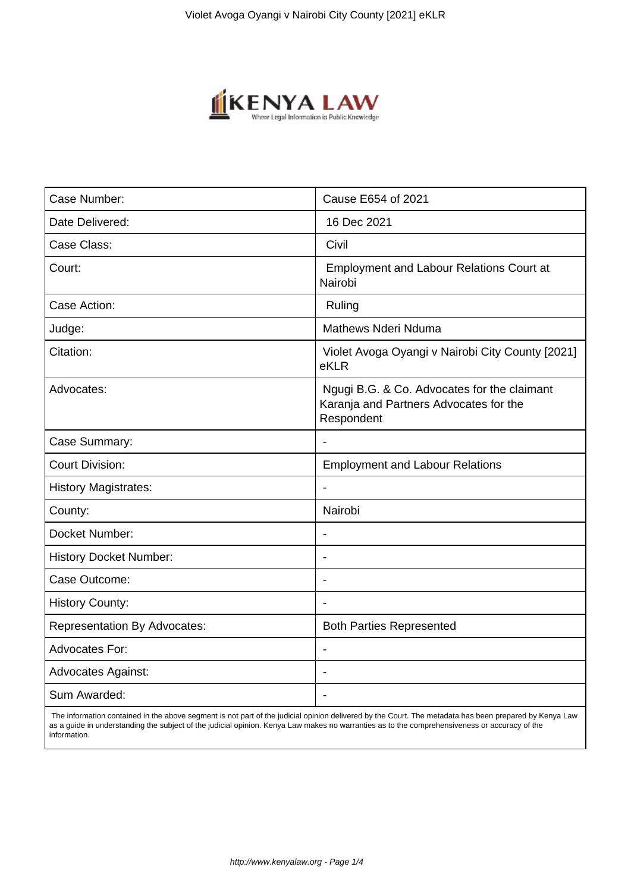| Case Number: | Cause E654 of 2021 |
| --- | --- |
| Date Delivered: | 16 Dec 2021 |
| Case Class: | Civil |
| Court: | Employment and Labour Relations Court at Nairobi |
| Case Action: | Ruling |
| Judge: | Mathews Nderi Nduma |
| Citation: | Violet Avoga Oyangi v Nairobi City County [2021] eKLR |
| Advocates: | Ngugi B.G. & Co. Advocates for the claimant Karanja and Partners Advocates for the Respondent |
| Case Summary: | - |
| Court Division: | Employment and Labour Relations |
| History Magistrates: | - |
| County: | Nairobi |
| Docket Number: | - |
| History Docket Number: | - |
| Case Outcome: | - |
| History County: | - |
| Representation By Advocates: | Both Parties Represented |
| Advocates For: | - |
| Advocates Against: | - |
| Sum Awarded: | - |

The information contained in the above segment is not part of the judicial opinion delivered by the Court. The metadata has been prepared by Kenya Law as a guide in understanding the subject of the judicial opinion. Kenya Law makes no warranties as to the comprehensiveness or accuracy of the information.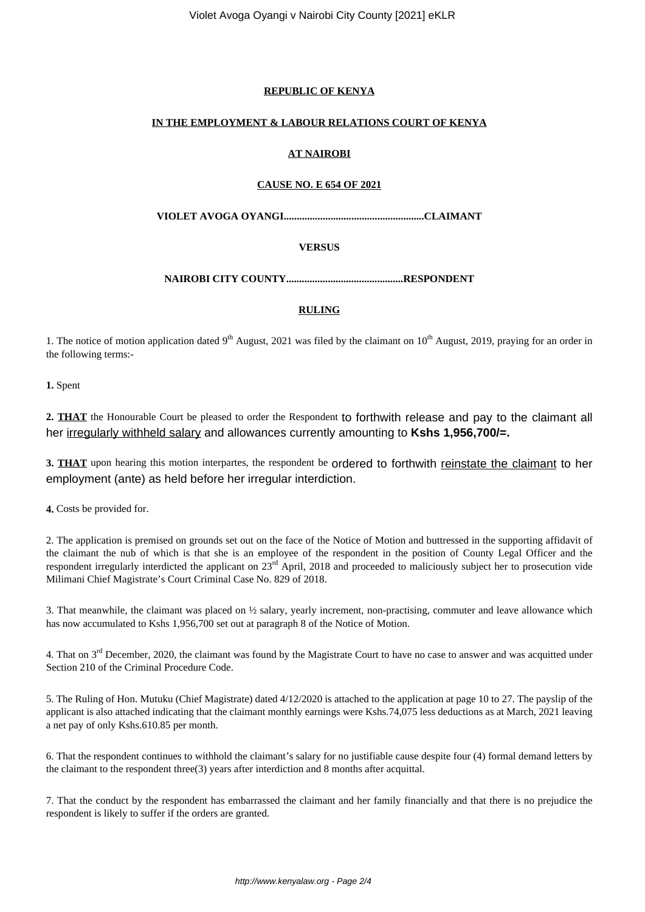**REPUBLIC OF KENYA**

**IN THE EMPLOYMENT & LABOUR RELATIONS COURT OF KENYA**

**AT NAIROBI**

**CAUSE NO. E 654 OF 2021**

**VIOLET AVOGA OYANGI.....................................................CLAIMANT**

**VERSUS**

**NAIROBI CITY COUNTY............................................RESPONDENT**

**RULING**

1. The notice of motion application dated 9th August, 2021 was filed by the claimant on 10th August, 2019, praying for an order in the following terms:-

**1.** Spent

**2. THAT** the Honourable Court be pleased to order the Respondent to forthwith release and pay to the claimant all her irregularly withheld salary and allowances currently amounting to **Kshs 1,956,700/=.**

**3. THAT** upon hearing this motion interpartes, the respondent be ordered to forthwith reinstate the claimant to her employment (ante) as held before her irregular interdiction.

**4.** Costs be provided for.

2. The application is premised on grounds set out on the face of the Notice of Motion and buttressed in the supporting affidavit of the claimant the nub of which is that she is an employee of the respondent in the position of County Legal Officer and the respondent irregularly interdicted the applicant on 23rd April, 2018 and proceeded to maliciously subject her to prosecution vide Milimani Chief Magistrate's Court Criminal Case No. 829 of 2018.

3. That meanwhile, the claimant was placed on ½ salary, yearly increment, non-practising, commuter and leave allowance which has now accumulated to Kshs 1,956,700 set out at paragraph 8 of the Notice of Motion.

4. That on 3rd December, 2020, the claimant was found by the Magistrate Court to have no case to answer and was acquitted under Section 210 of the Criminal Procedure Code.

5. The Ruling of Hon. Mutuku (Chief Magistrate) dated 4/12/2020 is attached to the application at page 10 to 27. The payslip of the applicant is also attached indicating that the claimant monthly earnings were Kshs.74,075 less deductions as at March, 2021 leaving a net pay of only Kshs.610.85 per month.

6. That the respondent continues to withhold the claimant's salary for no justifiable cause despite four (4) formal demand letters by the claimant to the respondent three(3) years after interdiction and 8 months after acquittal.

7. That the conduct by the respondent has embarrassed the claimant and her family financially and that there is no prejudice the respondent is likely to suffer if the orders are granted.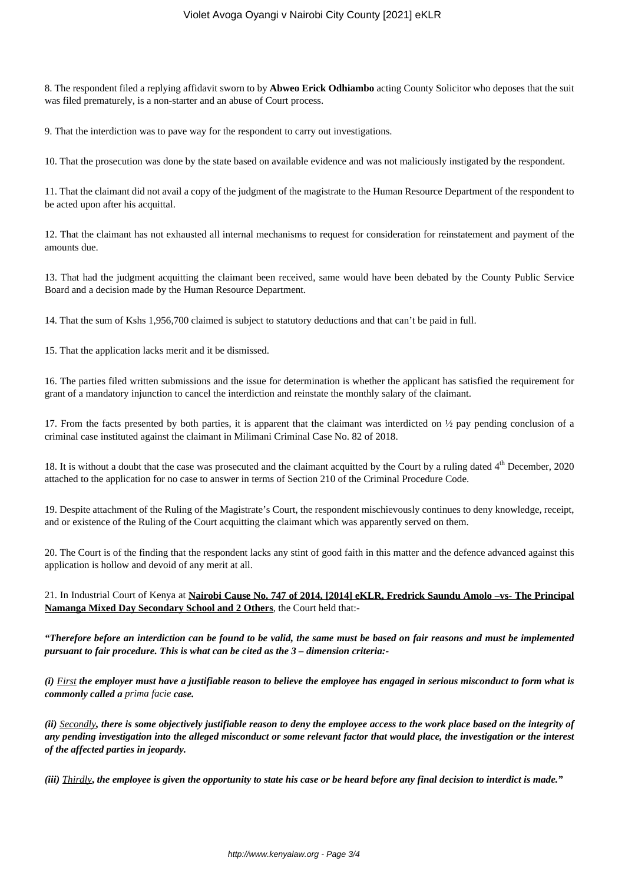8. The respondent filed a replying affidavit sworn to by **Abweo Erick Odhiambo** acting County Solicitor who deposes that the suit was filed prematurely, is a non-starter and an abuse of Court process.

9. That the interdiction was to pave way for the respondent to carry out investigations.

10. That the prosecution was done by the state based on available evidence and was not maliciously instigated by the respondent.

11. That the claimant did not avail a copy of the judgment of the magistrate to the Human Resource Department of the respondent to be acted upon after his acquittal.

12. That the claimant has not exhausted all internal mechanisms to request for consideration for reinstatement and payment of the amounts due.

13. That had the judgment acquitting the claimant been received, same would have been debated by the County Public Service Board and a decision made by the Human Resource Department.

14. That the sum of Kshs 1,956,700 claimed is subject to statutory deductions and that can't be paid in full.

15. That the application lacks merit and it be dismissed.

16. The parties filed written submissions and the issue for determination is whether the applicant has satisfied the requirement for grant of a mandatory injunction to cancel the interdiction and reinstate the monthly salary of the claimant.

17. From the facts presented by both parties, it is apparent that the claimant was interdicted on ½ pay pending conclusion of a criminal case instituted against the claimant in Milimani Criminal Case No. 82 of 2018.

18. It is without a doubt that the case was prosecuted and the claimant acquitted by the Court by a ruling dated 4th December, 2020 attached to the application for no case to answer in terms of Section 210 of the Criminal Procedure Code.

19. Despite attachment of the Ruling of the Magistrate's Court, the respondent mischievously continues to deny knowledge, receipt, and or existence of the Ruling of the Court acquitting the claimant which was apparently served on them.

20. The Court is of the finding that the respondent lacks any stint of good faith in this matter and the defence advanced against this application is hollow and devoid of any merit at all.

21. In Industrial Court of Kenya at **Nairobi Cause No. 747 of 2014, [2014] eKLR, Fredrick Saundu Amolo –vs- The Principal Namanga Mixed Day Secondary School and 2 Others**, the Court held that:-

***"Therefore before an interdiction can be found to be valid, the same must be based on fair reasons and must be implemented pursuant to fair procedure. This is what can be cited as the 3 – dimension criteria:-***

***(i) First the employer must have a justifiable reason to believe the employee has engaged in serious misconduct to form what is commonly called a** prima facie **case.***

***(ii) Secondly, there is some objectively justifiable reason to deny the employee access to the work place based on the integrity of any pending investigation into the alleged misconduct or some relevant factor that would place, the investigation or the interest of the affected parties in jeopardy.***

***(iii) Thirdly, the employee is given the opportunity to state his case or be heard before any final decision to interdict is made."***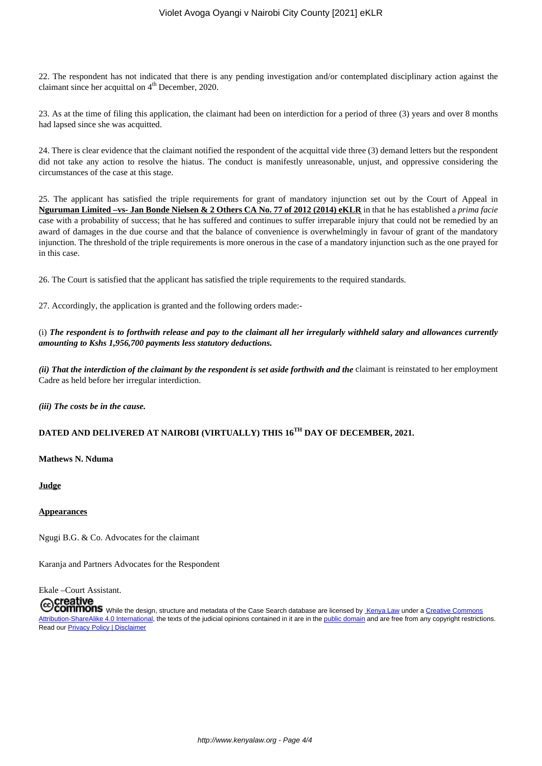22. The respondent has not indicated that there is any pending investigation and/or contemplated disciplinary action against the claimant since her acquittal on 4th December, 2020.

23. As at the time of filing this application, the claimant had been on interdiction for a period of three (3) years and over 8 months had lapsed since she was acquitted.

24. There is clear evidence that the claimant notified the respondent of the acquittal vide three (3) demand letters but the respondent did not take any action to resolve the hiatus. The conduct is manifestly unreasonable, unjust, and oppressive considering the circumstances of the case at this stage.

25. The applicant has satisfied the triple requirements for grant of mandatory injunction set out by the Court of Appeal in **Nguruman Limited –vs- Jan Bonde Nielsen & 2 Others CA No. 77 of 2012 (2014) eKLR** in that he has established a *prima facie* case with a probability of success; that he has suffered and continues to suffer irreparable injury that could not be remedied by an award of damages in the due course and that the balance of convenience is overwhelmingly in favour of grant of the mandatory injunction. The threshold of the triple requirements is more onerous in the case of a mandatory injunction such as the one prayed for in this case.

26. The Court is satisfied that the applicant has satisfied the triple requirements to the required standards.

27. Accordingly, the application is granted and the following orders made:-

(i) ***The respondent is to forthwith release and pay to the claimant all her irregularly withheld salary and allowances currently amounting to Kshs 1,956,700 payments less statutory deductions.***

***(ii) That the interdiction of the claimant by the respondent is set aside forthwith and the*** claimant is reinstated to her employment Cadre as held before her irregular interdiction.

***(iii) The costs be in the cause.***

**DATED AND DELIVERED AT NAIROBI (VIRTUALLY) THIS 16TH DAY OF DECEMBER, 2021.**

**Mathews N. Nduma**

**Judge**

**Appearances**

Ngugi B.G. & Co. Advocates for the claimant

Karanja and Partners Advocates for the Respondent

Ekale –Court Assistant.

While the design, structure and metadata of the Case Search database are licensed by Kenya Law under a Creative Commons Attribution-ShareAlike 4.0 International, the texts of the judicial opinions contained in it are in the public domain and are free from any copyright restrictions. Read our Privacy Policy | Disclaimer